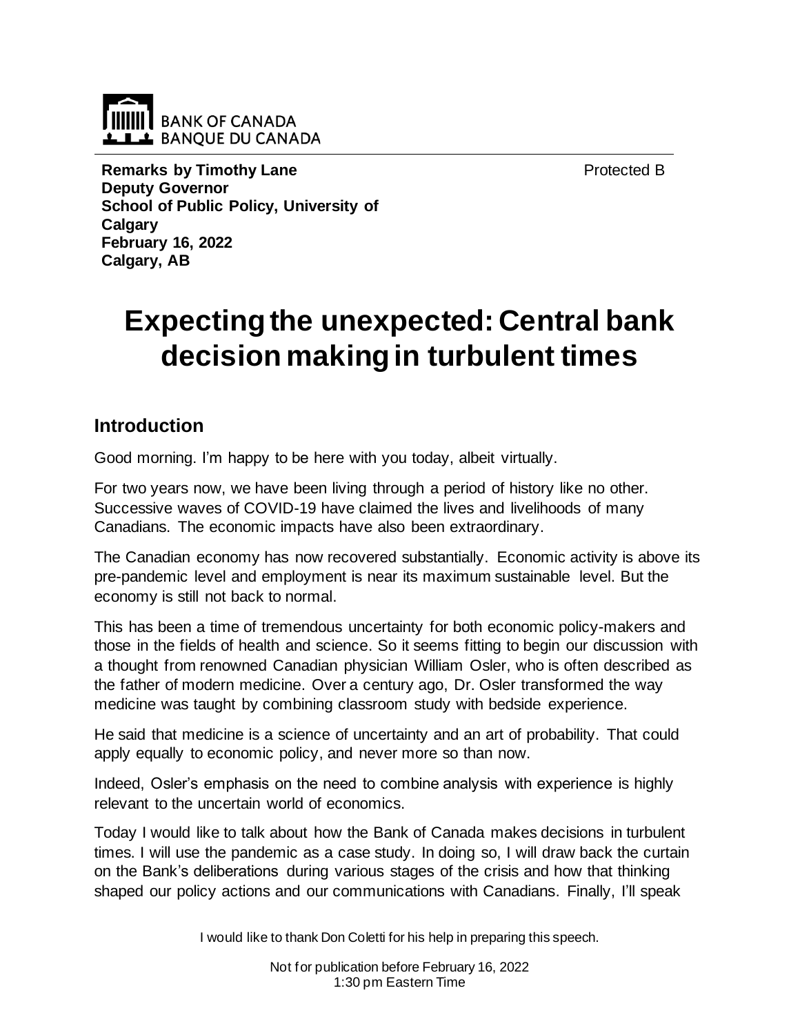BANK OF CANADA
BANQUE DU CANADA

**Remarks by Timothy Lane**
**Deputy Governor**
**School of Public Policy, University of Calgary**
**February 16, 2022**
**Calgary, AB**

Protected B

# Expecting the unexpected: Central bank decision making in turbulent times

## Introduction

Good morning. I'm happy to be here with you today, albeit virtually.

For two years now, we have been living through a period of history like no other. Successive waves of COVID-19 have claimed the lives and livelihoods of many Canadians. The economic impacts have also been extraordinary.

The Canadian economy has now recovered substantially. Economic activity is above its pre-pandemic level and employment is near its maximum sustainable level. But the economy is still not back to normal.

This has been a time of tremendous uncertainty for both economic policy-makers and those in the fields of health and science. So it seems fitting to begin our discussion with a thought from renowned Canadian physician William Osler, who is often described as the father of modern medicine. Over a century ago, Dr. Osler transformed the way medicine was taught by combining classroom study with bedside experience.

He said that medicine is a science of uncertainty and an art of probability. That could apply equally to economic policy, and never more so than now.

Indeed, Osler's emphasis on the need to combine analysis with experience is highly relevant to the uncertain world of economics.

Today I would like to talk about how the Bank of Canada makes decisions in turbulent times. I will use the pandemic as a case study. In doing so, I will draw back the curtain on the Bank's deliberations during various stages of the crisis and how that thinking shaped our policy actions and our communications with Canadians. Finally, I'll speak

I would like to thank Don Coletti for his help in preparing this speech.

Not for publication before February 16, 2022
1:30 pm Eastern Time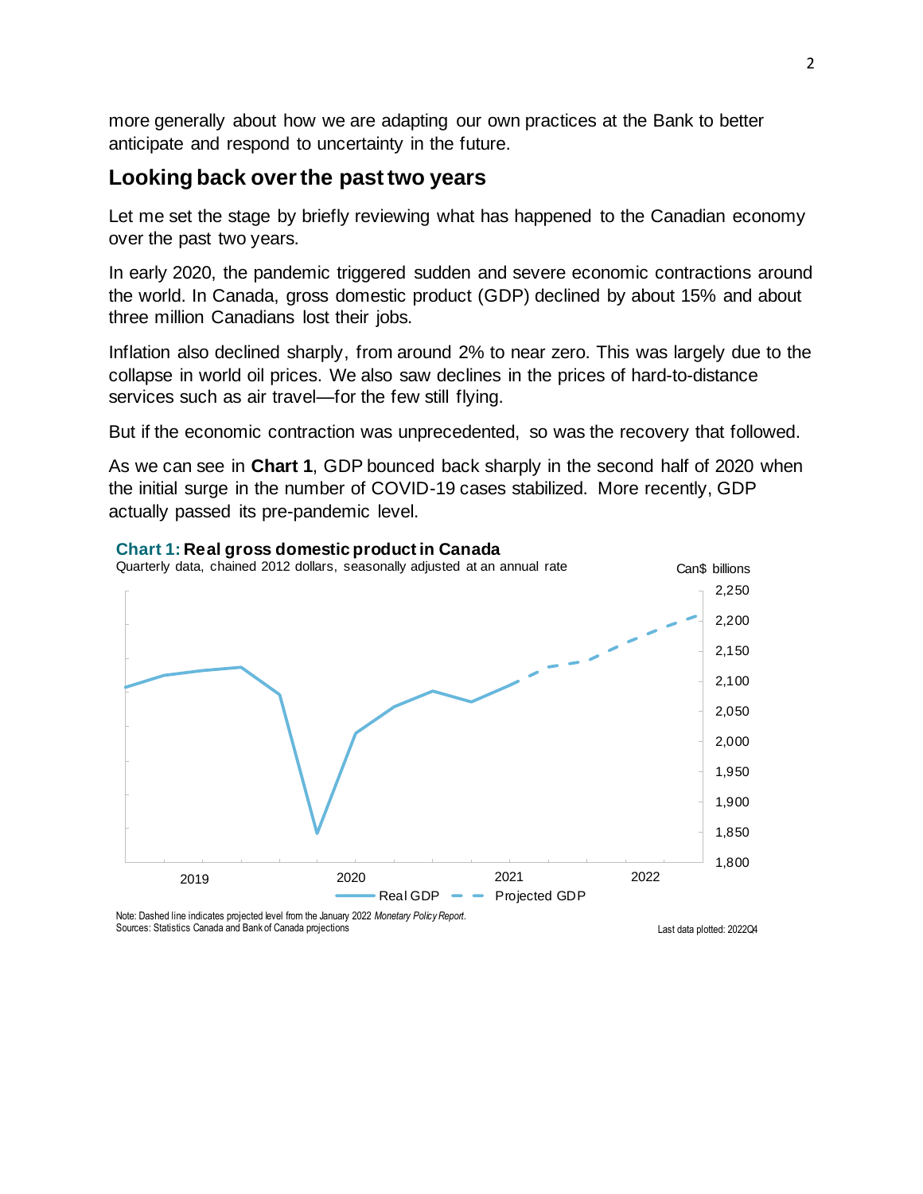more generally about how we are adapting our own practices at the Bank to better anticipate and respond to uncertainty in the future.

## Looking back over the past two years

Let me set the stage by briefly reviewing what has happened to the Canadian economy over the past two years.

In early 2020, the pandemic triggered sudden and severe economic contractions around the world. In Canada, gross domestic product (GDP) declined by about 15% and about three million Canadians lost their jobs.

Inflation also declined sharply, from around 2% to near zero. This was largely due to the collapse in world oil prices. We also saw declines in the prices of hard-to-distance services such as air travel—for the few still flying.

But if the economic contraction was unprecedented, so was the recovery that followed.

As we can see in **Chart 1**, GDP bounced back sharply in the second half of 2020 when the initial surge in the number of COVID-19 cases stabilized. More recently, GDP actually passed its pre-pandemic level.

**Chart 1: Real gross domestic product in Canada**

Quarterly data, chained 2012 dollars, seasonally adjusted at an annual rate

Can$ billions

Real GDP — Projected GDP

Note: Dashed line indicates projected level from the January 2022 *Monetary Policy Report*.
Sources: Statistics Canada and Bank of Canada projections

Last data plotted: 2022Q4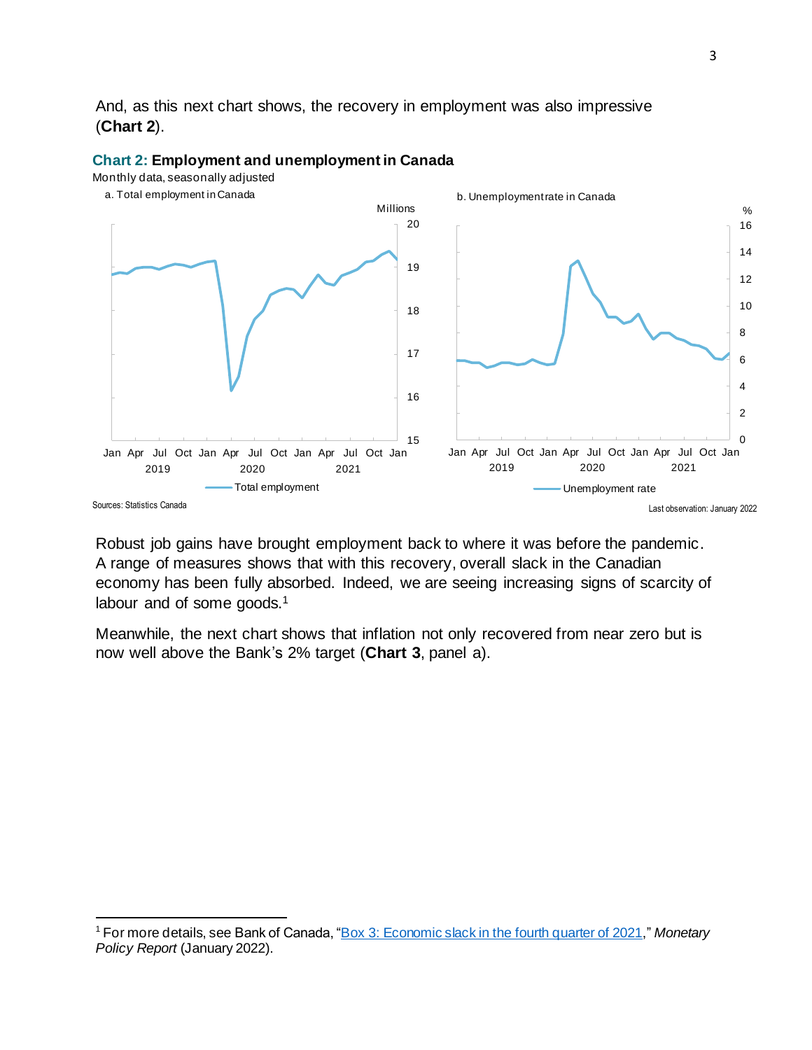And, as this next chart shows, the recovery in employment was also impressive (**Chart 2**).

**Chart 2: Employment and unemployment in Canada**

Monthly data, seasonally adjusted

a. Total employment in Canada

b. Unemployment rate in Canada

Sources: Statistics Canada

Last observation: January 2022

Robust job gains have brought employment back to where it was before the pandemic. A range of measures shows that with this recovery, overall slack in the Canadian economy has been fully absorbed. Indeed, we are seeing increasing signs of scarcity of labour and of some goods.[1]

Meanwhile, the next chart shows that inflation not only recovered from near zero but is now well above the Bank's 2% target (**Chart 3**, panel a).

---

[1] For more details, see Bank of Canada, "Box 3: Economic slack in the fourth quarter of 2021," *Monetary Policy Report* (January 2022).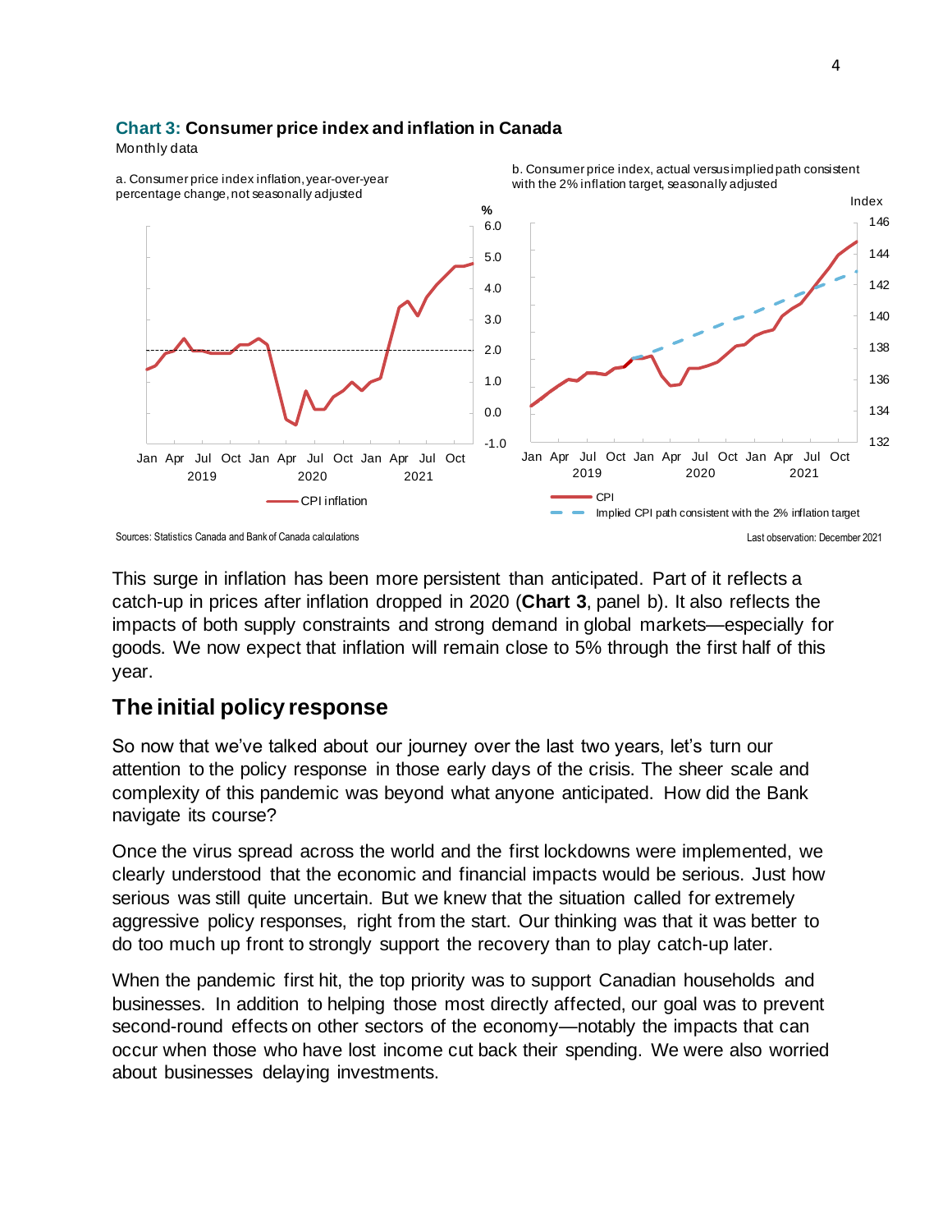**Chart 3: Consumer price index and inflation in Canada**

Monthly data

a. Consumer price index inflation, year-over-year percentage change, not seasonally adjusted

b. Consumer price index, actual versus implied path consistent with the 2% inflation target, seasonally adjusted

Sources: Statistics Canada and Bank of Canada calculations

Last observation: December 2021

This surge in inflation has been more persistent than anticipated. Part of it reflects a catch-up in prices after inflation dropped in 2020 (**Chart 3**, panel b). It also reflects the impacts of both supply constraints and strong demand in global markets—especially for goods. We now expect that inflation will remain close to 5% through the first half of this year.

## The initial policy response

So now that we've talked about our journey over the last two years, let's turn our attention to the policy response in those early days of the crisis. The sheer scale and complexity of this pandemic was beyond what anyone anticipated. How did the Bank navigate its course?

Once the virus spread across the world and the first lockdowns were implemented, we clearly understood that the economic and financial impacts would be serious. Just how serious was still quite uncertain. But we knew that the situation called for extremely aggressive policy responses, right from the start. Our thinking was that it was better to do too much up front to strongly support the recovery than to play catch-up later.

When the pandemic first hit, the top priority was to support Canadian households and businesses. In addition to helping those most directly affected, our goal was to prevent second-round effects on other sectors of the economy—notably the impacts that can occur when those who have lost income cut back their spending. We were also worried about businesses delaying investments.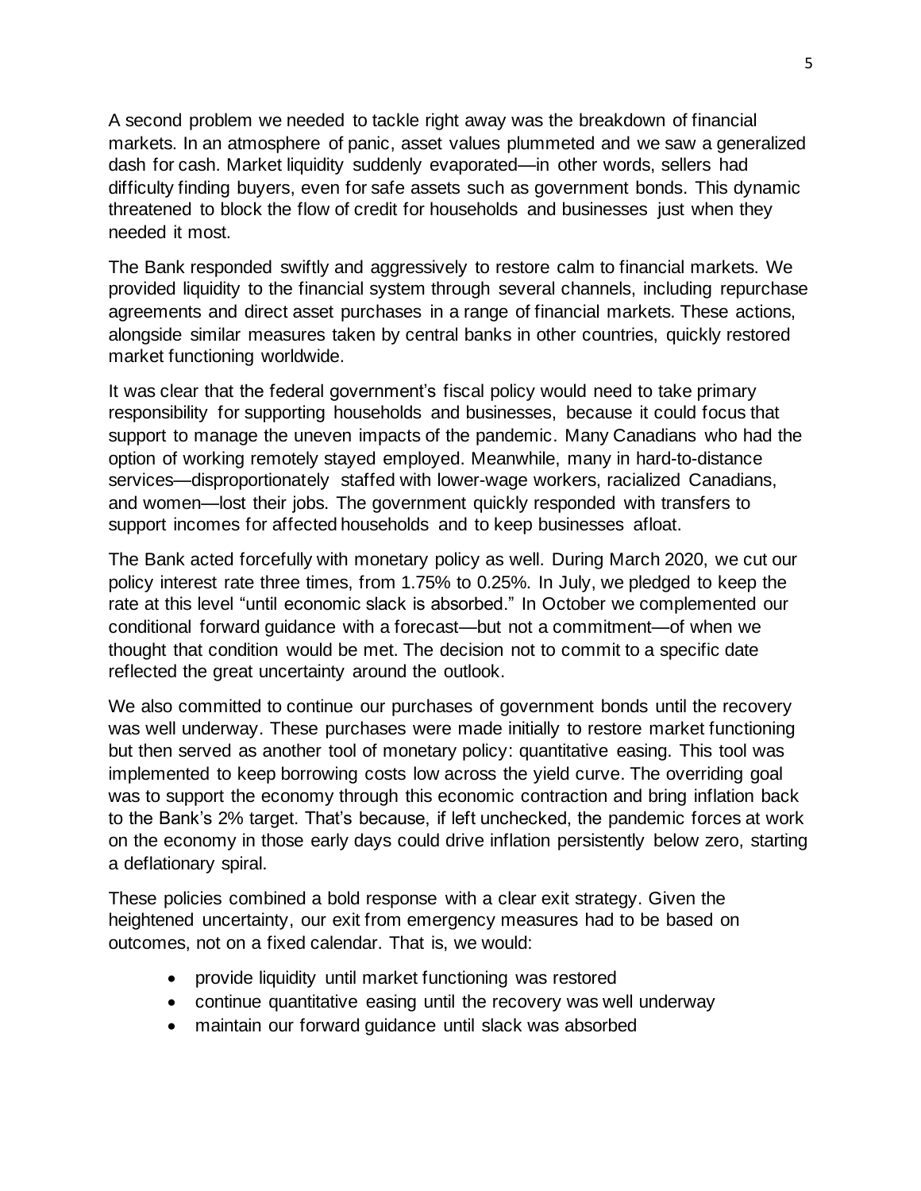A second problem we needed to tackle right away was the breakdown of financial markets. In an atmosphere of panic, asset values plummeted and we saw a generalized dash for cash. Market liquidity suddenly evaporated—in other words, sellers had difficulty finding buyers, even for safe assets such as government bonds. This dynamic threatened to block the flow of credit for households and businesses just when they needed it most.

The Bank responded swiftly and aggressively to restore calm to financial markets. We provided liquidity to the financial system through several channels, including repurchase agreements and direct asset purchases in a range of financial markets. These actions, alongside similar measures taken by central banks in other countries, quickly restored market functioning worldwide.

It was clear that the federal government's fiscal policy would need to take primary responsibility for supporting households and businesses, because it could focus that support to manage the uneven impacts of the pandemic. Many Canadians who had the option of working remotely stayed employed. Meanwhile, many in hard-to-distance services—disproportionately staffed with lower-wage workers, racialized Canadians, and women—lost their jobs. The government quickly responded with transfers to support incomes for affected households and to keep businesses afloat.

The Bank acted forcefully with monetary policy as well. During March 2020, we cut our policy interest rate three times, from 1.75% to 0.25%. In July, we pledged to keep the rate at this level "until economic slack is absorbed." In October we complemented our conditional forward guidance with a forecast—but not a commitment—of when we thought that condition would be met. The decision not to commit to a specific date reflected the great uncertainty around the outlook.

We also committed to continue our purchases of government bonds until the recovery was well underway. These purchases were made initially to restore market functioning but then served as another tool of monetary policy: quantitative easing. This tool was implemented to keep borrowing costs low across the yield curve. The overriding goal was to support the economy through this economic contraction and bring inflation back to the Bank's 2% target. That's because, if left unchecked, the pandemic forces at work on the economy in those early days could drive inflation persistently below zero, starting a deflationary spiral.

These policies combined a bold response with a clear exit strategy. Given the heightened uncertainty, our exit from emergency measures had to be based on outcomes, not on a fixed calendar. That is, we would:

- provide liquidity until market functioning was restored
- continue quantitative easing until the recovery was well underway
- maintain our forward guidance until slack was absorbed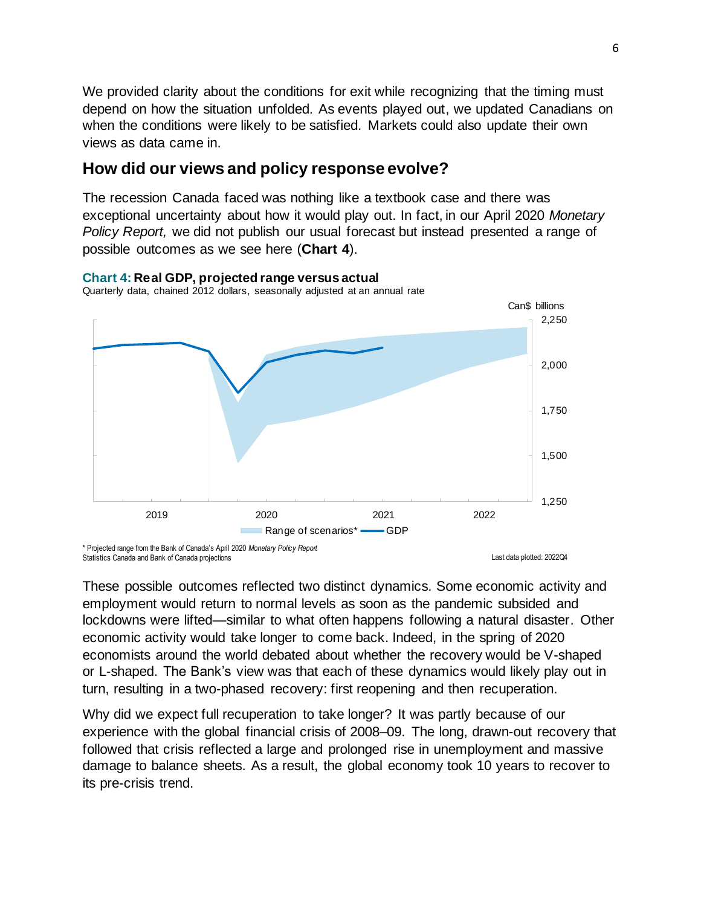We provided clarity about the conditions for exit while recognizing that the timing must depend on how the situation unfolded. As events played out, we updated Canadians on when the conditions were likely to be satisfied. Markets could also update their own views as data came in.

## How did our views and policy response evolve?

The recession Canada faced was nothing like a textbook case and there was exceptional uncertainty about how it would play out. In fact, in our April 2020 *Monetary Policy Report,* we did not publish our usual forecast but instead presented a range of possible outcomes as we see here (**Chart 4**).

**Chart 4: Real GDP, projected range versus actual**
Quarterly data, chained 2012 dollars, seasonally adjusted at an annual rate

Can$ billions

Range of scenarios* — GDP

\* Projected range from the Bank of Canada's April 2020 *Monetary Policy Report*
Statistics Canada and Bank of Canada projections

Last data plotted: 2022Q4

These possible outcomes reflected two distinct dynamics. Some economic activity and employment would return to normal levels as soon as the pandemic subsided and lockdowns were lifted—similar to what often happens following a natural disaster. Other economic activity would take longer to come back. Indeed, in the spring of 2020 economists around the world debated about whether the recovery would be V-shaped or L-shaped. The Bank's view was that each of these dynamics would likely play out in turn, resulting in a two-phased recovery: first reopening and then recuperation.

Why did we expect full recuperation to take longer? It was partly because of our experience with the global financial crisis of 2008–09. The long, drawn-out recovery that followed that crisis reflected a large and prolonged rise in unemployment and massive damage to balance sheets. As a result, the global economy took 10 years to recover to its pre-crisis trend.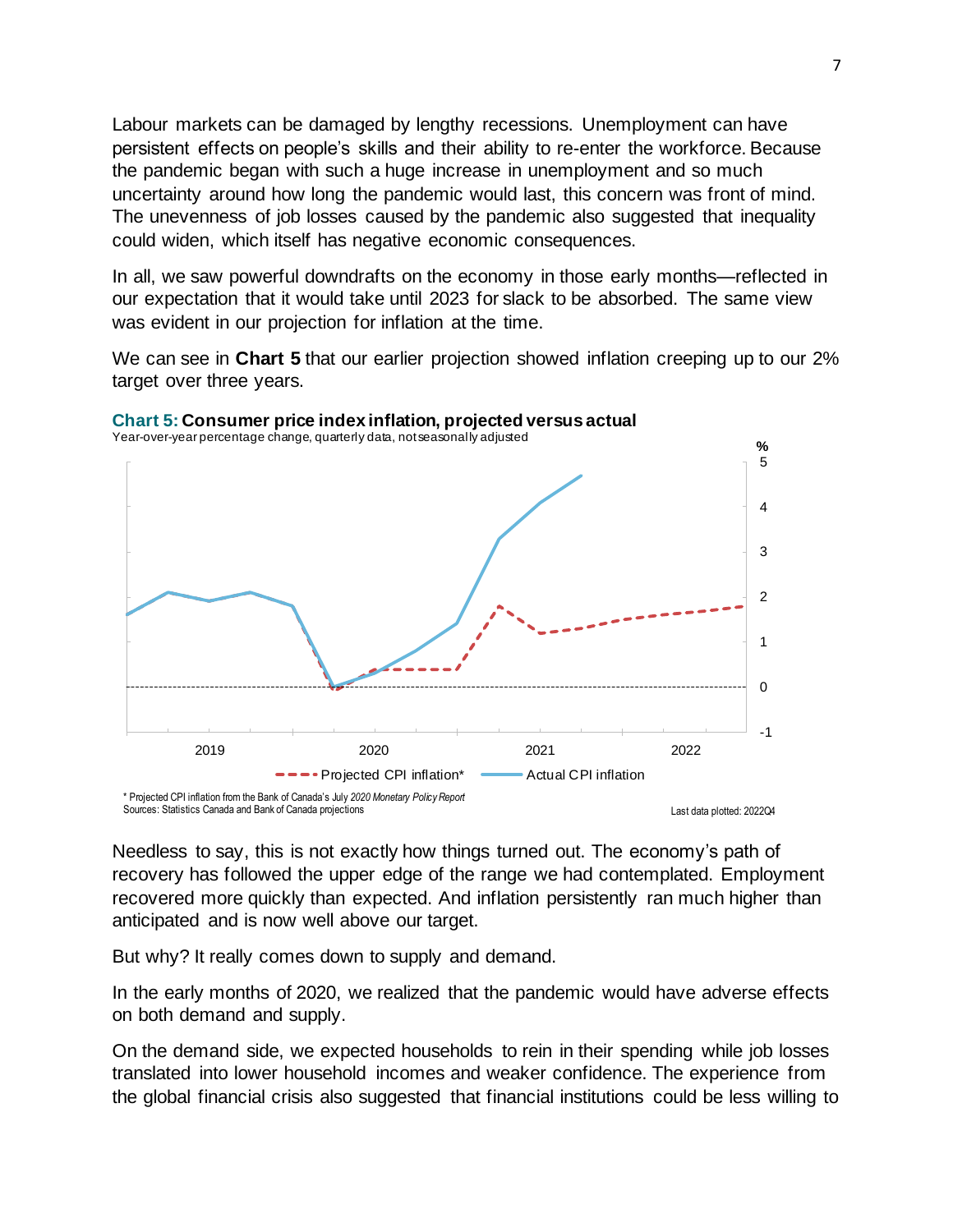Labour markets can be damaged by lengthy recessions. Unemployment can have persistent effects on people's skills and their ability to re-enter the workforce. Because the pandemic began with such a huge increase in unemployment and so much uncertainty around how long the pandemic would last, this concern was front of mind. The unevenness of job losses caused by the pandemic also suggested that inequality could widen, which itself has negative economic consequences.

In all, we saw powerful downdrafts on the economy in those early months—reflected in our expectation that it would take until 2023 for slack to be absorbed. The same view was evident in our projection for inflation at the time.

We can see in **Chart 5** that our earlier projection showed inflation creeping up to our 2% target over three years.

**Chart 5: Consumer price index inflation, projected versus actual**

Year-over-year percentage change, quarterly data, not seasonally adjusted

* Projected CPI inflation from the Bank of Canada's July *2020 Monetary Policy Report*

Sources: Statistics Canada and Bank of Canada projections

Last data plotted: 2022Q4

Needless to say, this is not exactly how things turned out. The economy's path of recovery has followed the upper edge of the range we had contemplated. Employment recovered more quickly than expected. And inflation persistently ran much higher than anticipated and is now well above our target.

But why? It really comes down to supply and demand.

In the early months of 2020, we realized that the pandemic would have adverse effects on both demand and supply.

On the demand side, we expected households to rein in their spending while job losses translated into lower household incomes and weaker confidence. The experience from the global financial crisis also suggested that financial institutions could be less willing to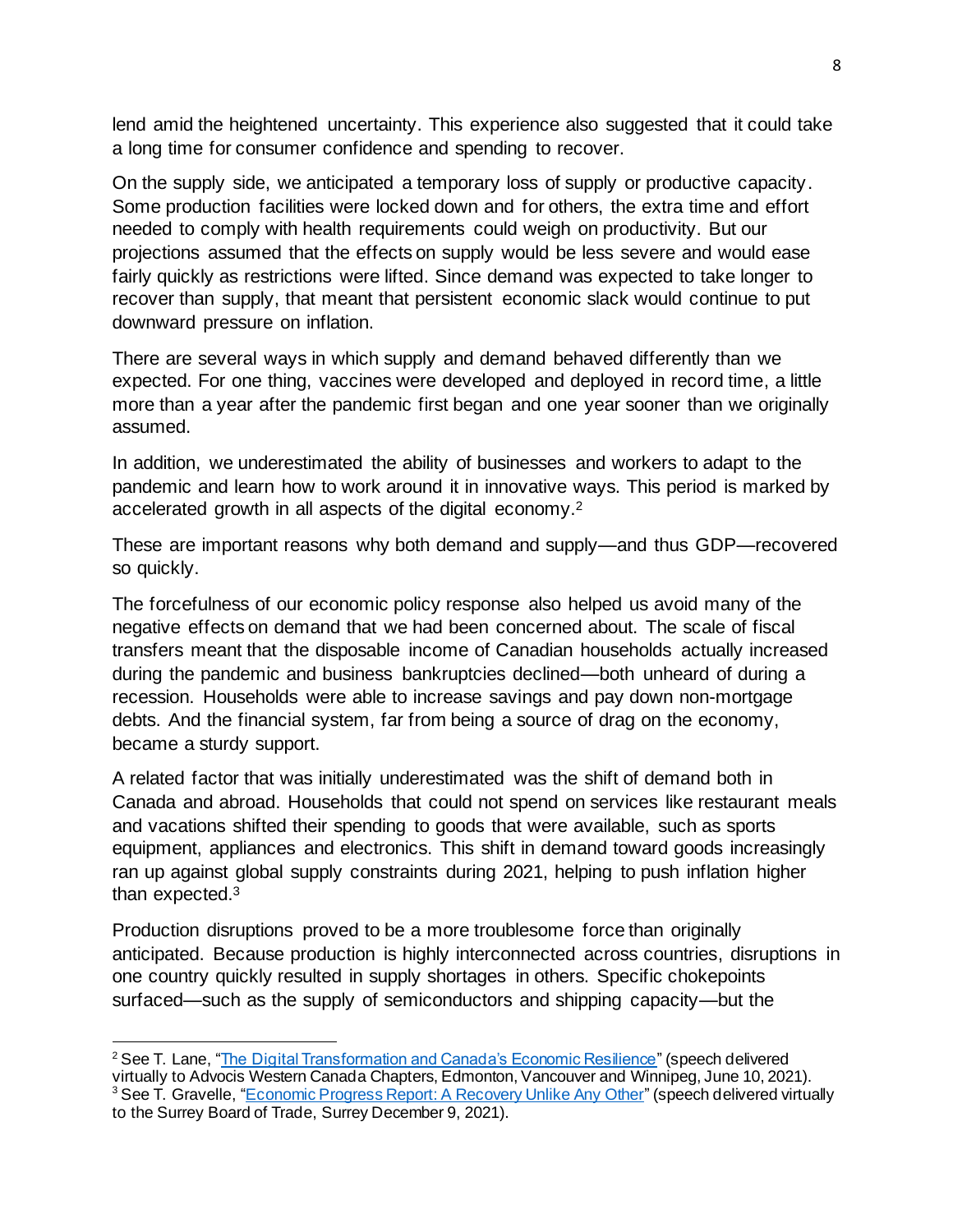lend amid the heightened uncertainty. This experience also suggested that it could take a long time for consumer confidence and spending to recover.

On the supply side, we anticipated a temporary loss of supply or productive capacity. Some production facilities were locked down and for others, the extra time and effort needed to comply with health requirements could weigh on productivity. But our projections assumed that the effects on supply would be less severe and would ease fairly quickly as restrictions were lifted. Since demand was expected to take longer to recover than supply, that meant that persistent economic slack would continue to put downward pressure on inflation.

There are several ways in which supply and demand behaved differently than we expected. For one thing, vaccines were developed and deployed in record time, a little more than a year after the pandemic first began and one year sooner than we originally assumed.

In addition, we underestimated the ability of businesses and workers to adapt to the pandemic and learn how to work around it in innovative ways. This period is marked by accelerated growth in all aspects of the digital economy.[2]

These are important reasons why both demand and supply—and thus GDP—recovered so quickly.

The forcefulness of our economic policy response also helped us avoid many of the negative effects on demand that we had been concerned about. The scale of fiscal transfers meant that the disposable income of Canadian households actually increased during the pandemic and business bankruptcies declined—both unheard of during a recession. Households were able to increase savings and pay down non-mortgage debts. And the financial system, far from being a source of drag on the economy, became a sturdy support.

A related factor that was initially underestimated was the shift of demand both in Canada and abroad. Households that could not spend on services like restaurant meals and vacations shifted their spending to goods that were available, such as sports equipment, appliances and electronics. This shift in demand toward goods increasingly ran up against global supply constraints during 2021, helping to push inflation higher than expected.[3]

Production disruptions proved to be a more troublesome force than originally anticipated. Because production is highly interconnected across countries, disruptions in one country quickly resulted in supply shortages in others. Specific chokepoints surfaced—such as the supply of semiconductors and shipping capacity—but the

---

[2] See T. Lane, "The Digital Transformation and Canada's Economic Resilience" (speech delivered virtually to Advocis Western Canada Chapters, Edmonton, Vancouver and Winnipeg, June 10, 2021).

[3] See T. Gravelle, "Economic Progress Report: A Recovery Unlike Any Other" (speech delivered virtually to the Surrey Board of Trade, Surrey December 9, 2021).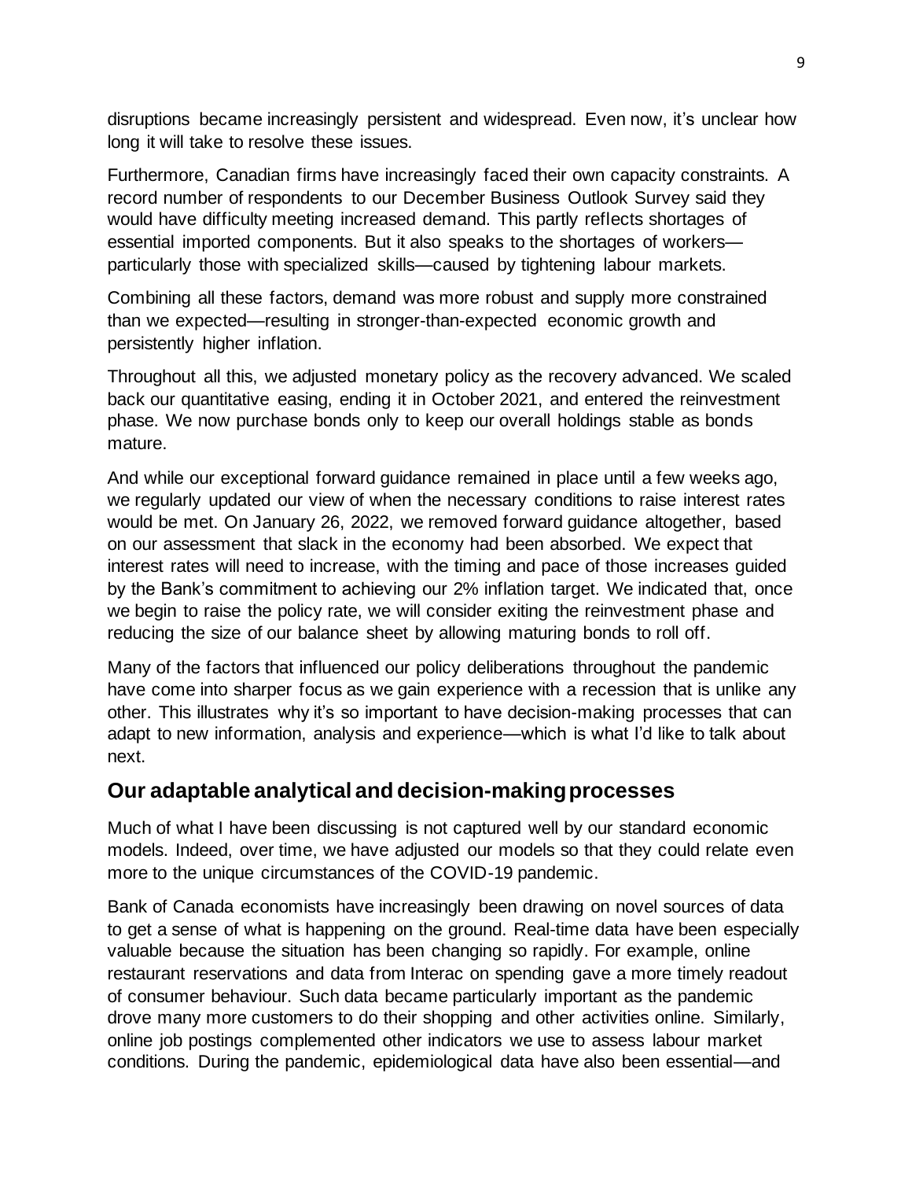disruptions became increasingly persistent and widespread. Even now, it's unclear how long it will take to resolve these issues.

Furthermore, Canadian firms have increasingly faced their own capacity constraints. A record number of respondents to our December Business Outlook Survey said they would have difficulty meeting increased demand. This partly reflects shortages of essential imported components. But it also speaks to the shortages of workers—particularly those with specialized skills—caused by tightening labour markets.

Combining all these factors, demand was more robust and supply more constrained than we expected—resulting in stronger-than-expected economic growth and persistently higher inflation.

Throughout all this, we adjusted monetary policy as the recovery advanced. We scaled back our quantitative easing, ending it in October 2021, and entered the reinvestment phase. We now purchase bonds only to keep our overall holdings stable as bonds mature.

And while our exceptional forward guidance remained in place until a few weeks ago, we regularly updated our view of when the necessary conditions to raise interest rates would be met. On January 26, 2022, we removed forward guidance altogether, based on our assessment that slack in the economy had been absorbed. We expect that interest rates will need to increase, with the timing and pace of those increases guided by the Bank's commitment to achieving our 2% inflation target. We indicated that, once we begin to raise the policy rate, we will consider exiting the reinvestment phase and reducing the size of our balance sheet by allowing maturing bonds to roll off.

Many of the factors that influenced our policy deliberations throughout the pandemic have come into sharper focus as we gain experience with a recession that is unlike any other. This illustrates why it's so important to have decision-making processes that can adapt to new information, analysis and experience—which is what I'd like to talk about next.

## Our adaptable analytical and decision-making processes

Much of what I have been discussing is not captured well by our standard economic models. Indeed, over time, we have adjusted our models so that they could relate even more to the unique circumstances of the COVID-19 pandemic.

Bank of Canada economists have increasingly been drawing on novel sources of data to get a sense of what is happening on the ground. Real-time data have been especially valuable because the situation has been changing so rapidly. For example, online restaurant reservations and data from Interac on spending gave a more timely readout of consumer behaviour. Such data became particularly important as the pandemic drove many more customers to do their shopping and other activities online. Similarly, online job postings complemented other indicators we use to assess labour market conditions. During the pandemic, epidemiological data have also been essential—and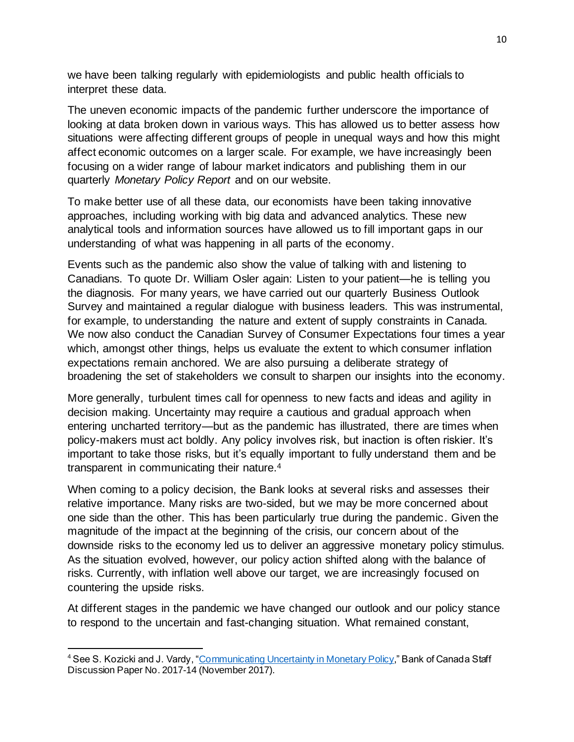we have been talking regularly with epidemiologists and public health officials to interpret these data.

The uneven economic impacts of the pandemic further underscore the importance of looking at data broken down in various ways. This has allowed us to better assess how situations were affecting different groups of people in unequal ways and how this might affect economic outcomes on a larger scale. For example, we have increasingly been focusing on a wider range of labour market indicators and publishing them in our quarterly *Monetary Policy Report* and on our website.

To make better use of all these data, our economists have been taking innovative approaches, including working with big data and advanced analytics. These new analytical tools and information sources have allowed us to fill important gaps in our understanding of what was happening in all parts of the economy.

Events such as the pandemic also show the value of talking with and listening to Canadians. To quote Dr. William Osler again: Listen to your patient—he is telling you the diagnosis. For many years, we have carried out our quarterly Business Outlook Survey and maintained a regular dialogue with business leaders. This was instrumental, for example, to understanding the nature and extent of supply constraints in Canada. We now also conduct the Canadian Survey of Consumer Expectations four times a year which, amongst other things, helps us evaluate the extent to which consumer inflation expectations remain anchored. We are also pursuing a deliberate strategy of broadening the set of stakeholders we consult to sharpen our insights into the economy.

More generally, turbulent times call for openness to new facts and ideas and agility in decision making. Uncertainty may require a cautious and gradual approach when entering uncharted territory—but as the pandemic has illustrated, there are times when policy-makers must act boldly. Any policy involves risk, but inaction is often riskier. It's important to take those risks, but it's equally important to fully understand them and be transparent in communicating their nature.[4]

When coming to a policy decision, the Bank looks at several risks and assesses their relative importance. Many risks are two-sided, but we may be more concerned about one side than the other. This has been particularly true during the pandemic. Given the magnitude of the impact at the beginning of the crisis, our concern about of the downside risks to the economy led us to deliver an aggressive monetary policy stimulus. As the situation evolved, however, our policy action shifted along with the balance of risks. Currently, with inflation well above our target, we are increasingly focused on countering the upside risks.

At different stages in the pandemic we have changed our outlook and our policy stance to respond to the uncertain and fast-changing situation. What remained constant,

---

[4] See S. Kozicki and J. Vardy, "Communicating Uncertainty in Monetary Policy," Bank of Canada Staff Discussion Paper No. 2017-14 (November 2017).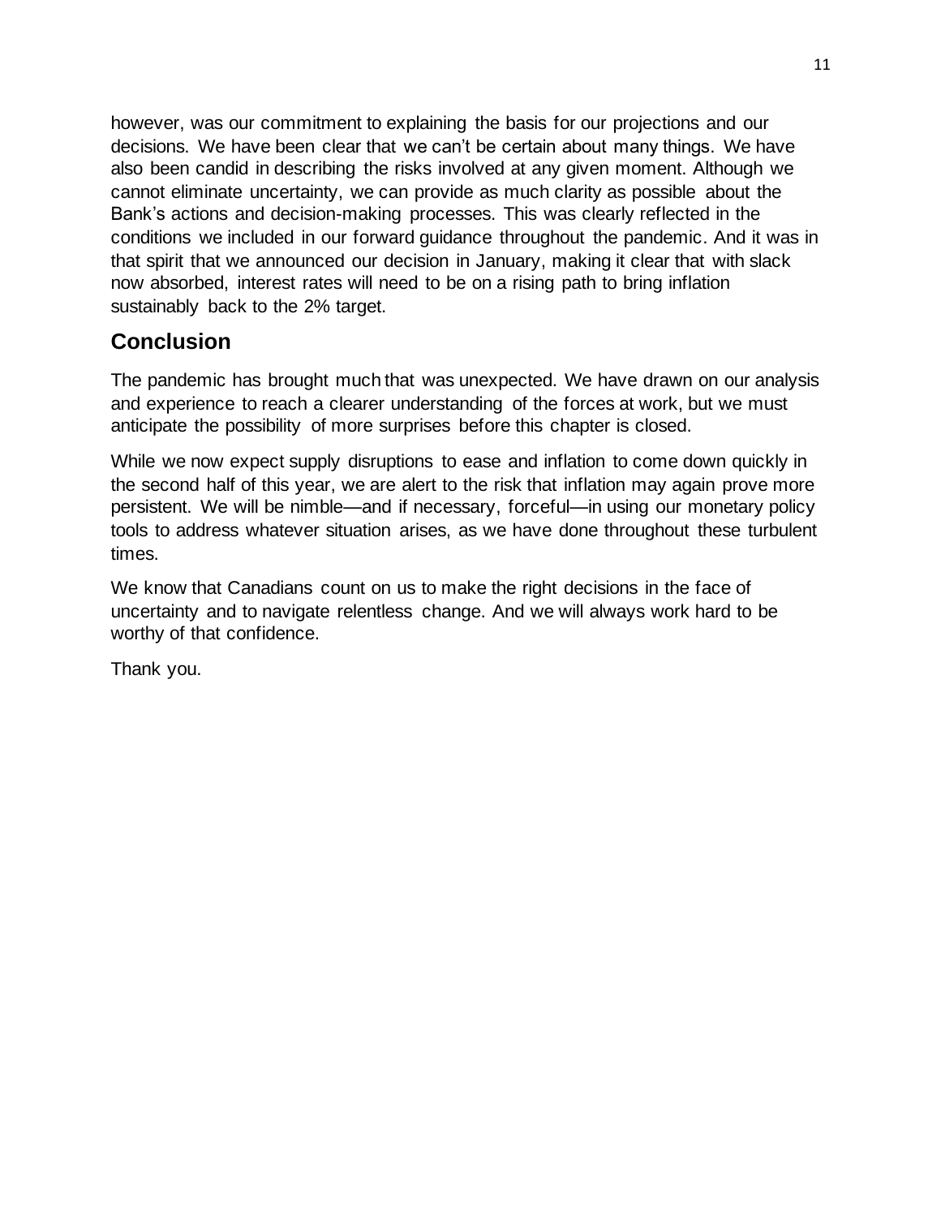however, was our commitment to explaining the basis for our projections and our decisions. We have been clear that we can't be certain about many things. We have also been candid in describing the risks involved at any given moment. Although we cannot eliminate uncertainty, we can provide as much clarity as possible about the Bank's actions and decision-making processes. This was clearly reflected in the conditions we included in our forward guidance throughout the pandemic. And it was in that spirit that we announced our decision in January, making it clear that with slack now absorbed, interest rates will need to be on a rising path to bring inflation sustainably back to the 2% target.

## Conclusion

The pandemic has brought much that was unexpected. We have drawn on our analysis and experience to reach a clearer understanding of the forces at work, but we must anticipate the possibility of more surprises before this chapter is closed.

While we now expect supply disruptions to ease and inflation to come down quickly in the second half of this year, we are alert to the risk that inflation may again prove more persistent. We will be nimble—and if necessary, forceful—in using our monetary policy tools to address whatever situation arises, as we have done throughout these turbulent times.

We know that Canadians count on us to make the right decisions in the face of uncertainty and to navigate relentless change. And we will always work hard to be worthy of that confidence.

Thank you.